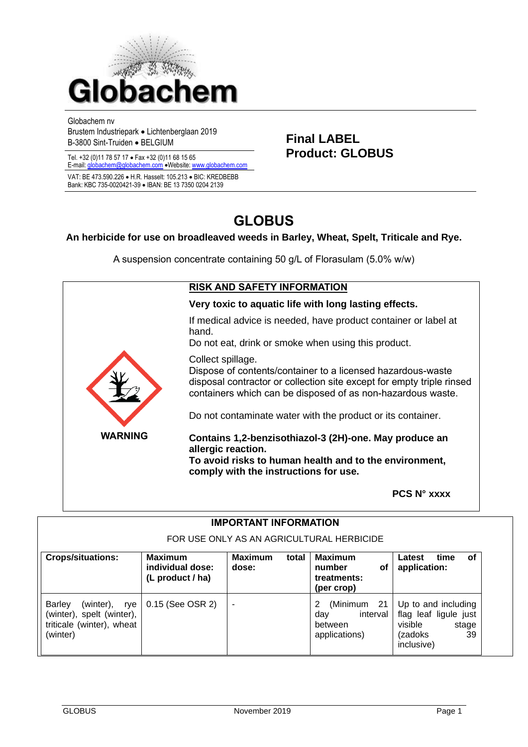Globachem

Globachem nv
Brustem Industriepark • Lichtenberglaan 2019
B-3800 Sint-Truiden • BELGIUM

Tel. +32 (0)11 78 57 17 • Fax +32 (0)11 68 15 65
E-mail: globachem@globachem.com •Website: www.globachem.com

VAT: BE 473.590.226 • H.R. Hasselt: 105.213 • BIC: KREDBEBB
Bank: KBC 735-0020421-39 • IBAN: BE 13 7350 0204 2139

**Final LABEL**
**Product: GLOBUS**

# GLOBUS

**An herbicide for use on broadleaved weeds in Barley, Wheat, Spelt, Triticale and Rye.**

A suspension concentrate containing 50 g/L of Florasulam (5.0% w/w)

**WARNING**

## RISK AND SAFETY INFORMATION

**Very toxic to aquatic life with long lasting effects.**

If medical advice is needed, have product container or label at hand.
Do not eat, drink or smoke when using this product.

Collect spillage.
Dispose of contents/container to a licensed hazardous-waste disposal contractor or collection site except for empty triple rinsed containers which can be disposed of as non-hazardous waste.

Do not contaminate water with the product or its container.

**Contains 1,2-benzisothiazol-3 (2H)-one. May produce an allergic reaction.**
**To avoid risks to human health and to the environment, comply with the instructions for use.**

**PCS N° xxxx**

## IMPORTANT INFORMATION

FOR USE ONLY AS AN AGRICULTURAL HERBICIDE

| Crops/situations: | Maximum individual dose: (L product / ha) | Maximum total dose: | Maximum number of treatments: (per crop) | Latest time of application: |
|---|---|---|---|---|
| Barley (winter), rye (winter), spelt (winter), triticale (winter), wheat (winter) | 0.15 (See OSR 2) | - | 2 (Minimum 21 day interval between applications) | Up to and including flag leaf ligule just visible stage (zadoks 39 inclusive) |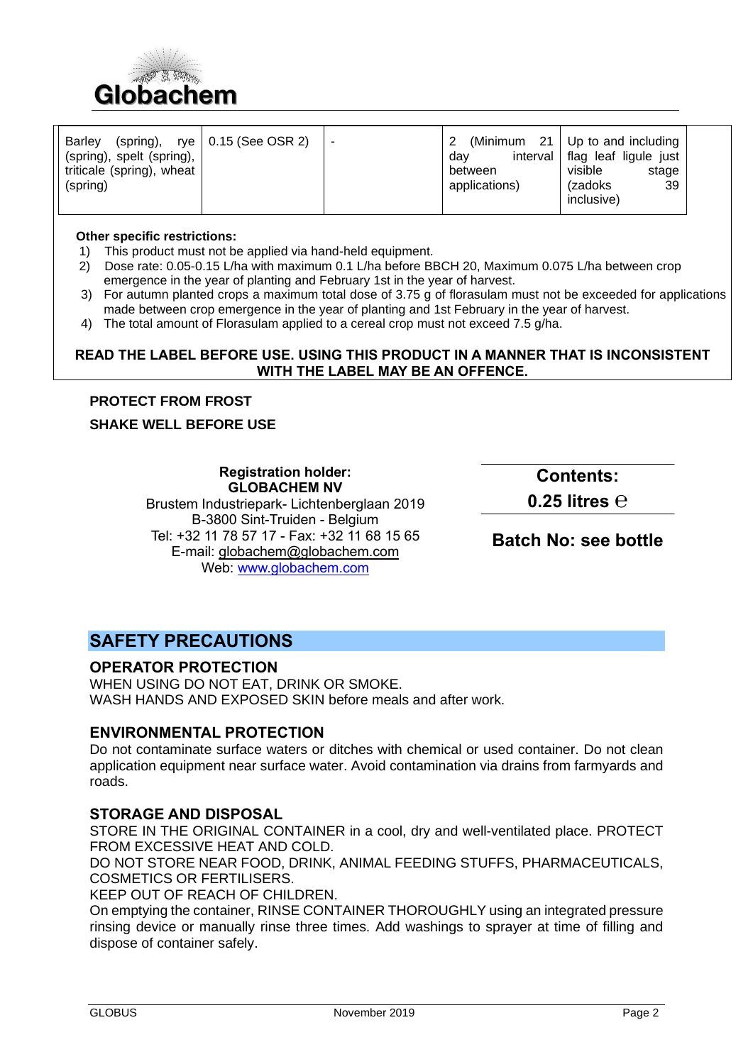**Globachem**

| Barley (spring), rye (spring), spelt (spring), triticale (spring), wheat (spring) | 0.15 (See OSR 2) | - | 2 (Minimum 21 day interval between applications) | Up to and including flag leaf ligule just visible stage (zadoks 39 inclusive) |
|---|---|---|---|---|

**Other specific restrictions:**

1) This product must not be applied via hand-held equipment.
2) Dose rate: 0.05-0.15 L/ha with maximum 0.1 L/ha before BBCH 20, Maximum 0.075 L/ha between crop emergence in the year of planting and February 1st in the year of harvest.
3) For autumn planted crops a maximum total dose of 3.75 g of florasulam must not be exceeded for applications made between crop emergence in the year of planting and 1st February in the year of harvest.
4) The total amount of Florasulam applied to a cereal crop must not exceed 7.5 g/ha.

**READ THE LABEL BEFORE USE. USING THIS PRODUCT IN A MANNER THAT IS INCONSISTENT WITH THE LABEL MAY BE AN OFFENCE.**

**PROTECT FROM FROST**

**SHAKE WELL BEFORE USE**

**Registration holder:**
**GLOBACHEM NV**
Brustem Industriepark- Lichtenberglaan 2019
B-3800 Sint-Truiden - Belgium
Tel: +32 11 78 57 17 - Fax: +32 11 68 15 65
E-mail: globachem@globachem.com
Web: www.globachem.com

**Contents:**
**0.25 litres ℮**

**Batch No: see bottle**

## SAFETY PRECAUTIONS

### OPERATOR PROTECTION

WHEN USING DO NOT EAT, DRINK OR SMOKE.
WASH HANDS AND EXPOSED SKIN before meals and after work.

### ENVIRONMENTAL PROTECTION

Do not contaminate surface waters or ditches with chemical or used container. Do not clean application equipment near surface water. Avoid contamination via drains from farmyards and roads.

### STORAGE AND DISPOSAL

STORE IN THE ORIGINAL CONTAINER in a cool, dry and well-ventilated place. PROTECT FROM EXCESSIVE HEAT AND COLD.
DO NOT STORE NEAR FOOD, DRINK, ANIMAL FEEDING STUFFS, PHARMACEUTICALS, COSMETICS OR FERTILISERS.
KEEP OUT OF REACH OF CHILDREN.
On emptying the container, RINSE CONTAINER THOROUGHLY using an integrated pressure rinsing device or manually rinse three times. Add washings to sprayer at time of filling and dispose of container safely.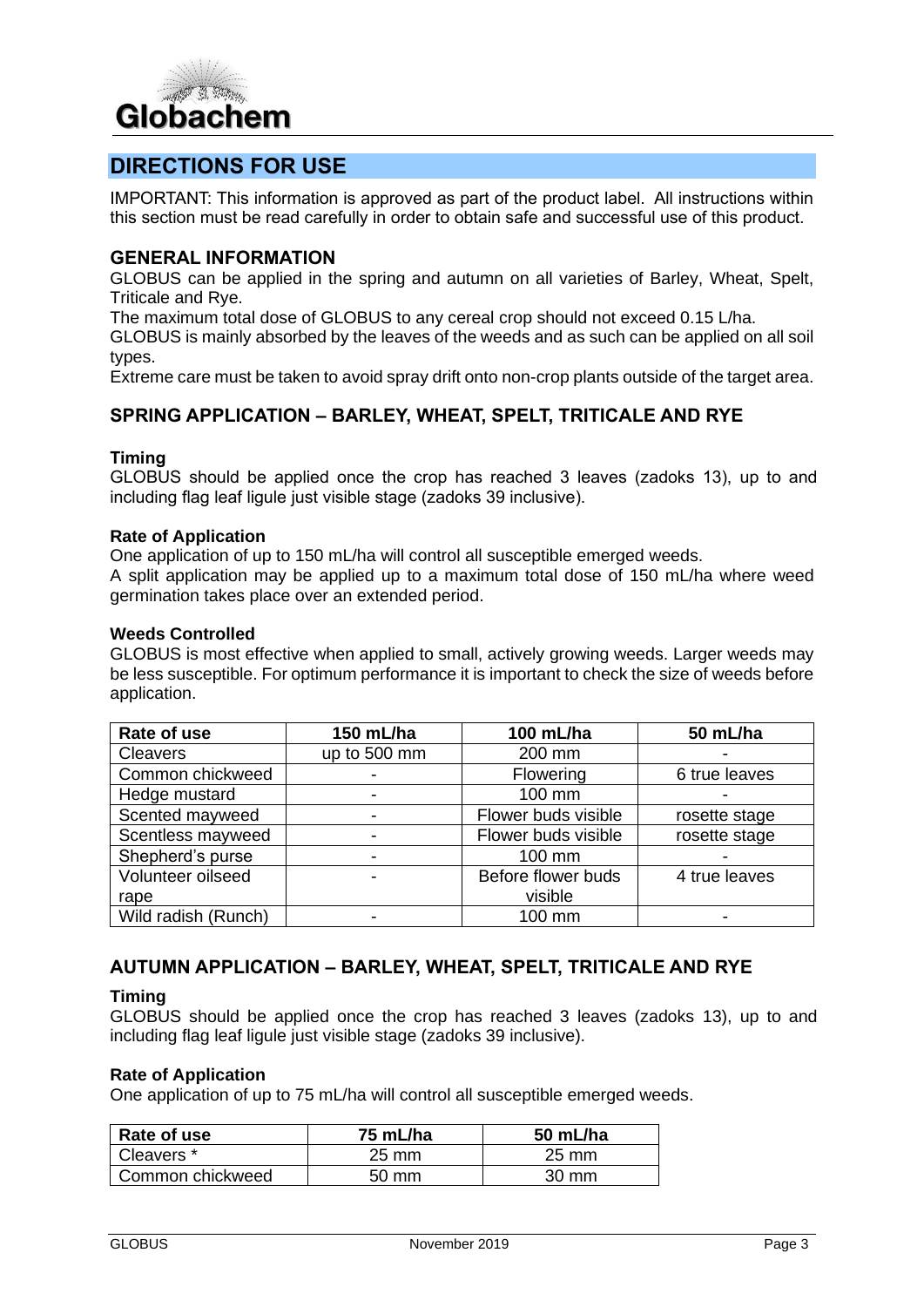## DIRECTIONS FOR USE

IMPORTANT: This information is approved as part of the product label. All instructions within this section must be read carefully in order to obtain safe and successful use of this product.

### GENERAL INFORMATION

GLOBUS can be applied in the spring and autumn on all varieties of Barley, Wheat, Spelt, Triticale and Rye.

The maximum total dose of GLOBUS to any cereal crop should not exceed 0.15 L/ha.

GLOBUS is mainly absorbed by the leaves of the weeds and as such can be applied on all soil types.

Extreme care must be taken to avoid spray drift onto non-crop plants outside of the target area.

### SPRING APPLICATION – BARLEY, WHEAT, SPELT, TRITICALE AND RYE

**Timing**

GLOBUS should be applied once the crop has reached 3 leaves (zadoks 13), up to and including flag leaf ligule just visible stage (zadoks 39 inclusive).

**Rate of Application**

One application of up to 150 mL/ha will control all susceptible emerged weeds.

A split application may be applied up to a maximum total dose of 150 mL/ha where weed germination takes place over an extended period.

**Weeds Controlled**

GLOBUS is most effective when applied to small, actively growing weeds. Larger weeds may be less susceptible. For optimum performance it is important to check the size of weeds before application.

| Rate of use | 150 mL/ha | 100 mL/ha | 50 mL/ha |
|---|---|---|---|
| Cleavers | up to 500 mm | 200 mm | - |
| Common chickweed | - | Flowering | 6 true leaves |
| Hedge mustard | - | 100 mm | - |
| Scented mayweed | - | Flower buds visible | rosette stage |
| Scentless mayweed | - | Flower buds visible | rosette stage |
| Shepherd's purse | - | 100 mm | - |
| Volunteer oilseed rape | - | Before flower buds visible | 4 true leaves |
| Wild radish (Runch) | - | 100 mm | - |

### AUTUMN APPLICATION – BARLEY, WHEAT, SPELT, TRITICALE AND RYE

**Timing**

GLOBUS should be applied once the crop has reached 3 leaves (zadoks 13), up to and including flag leaf ligule just visible stage (zadoks 39 inclusive).

**Rate of Application**

One application of up to 75 mL/ha will control all susceptible emerged weeds.

| Rate of use | 75 mL/ha | 50 mL/ha |
|---|---|---|
| Cleavers * | 25 mm | 25 mm |
| Common chickweed | 50 mm | 30 mm |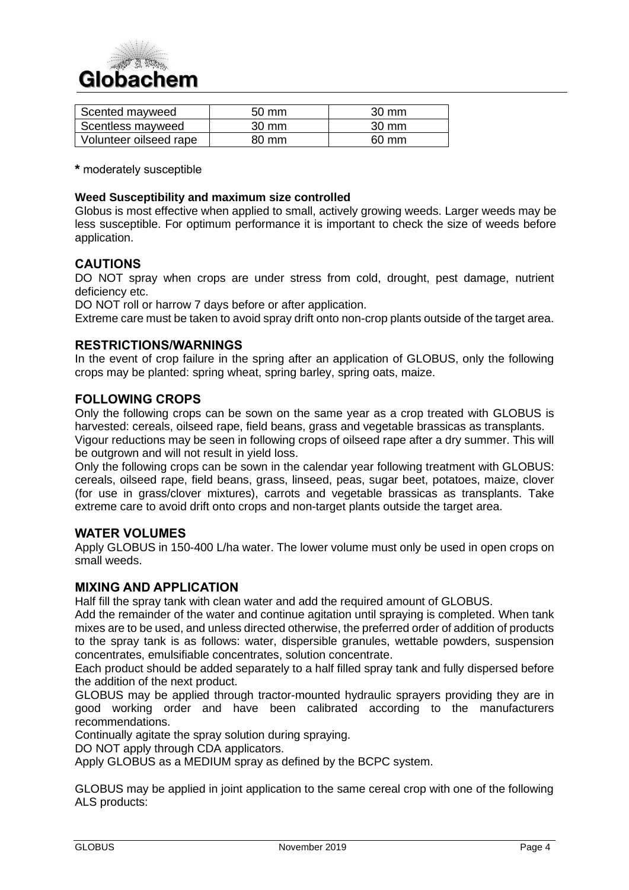| Scented mayweed | 50 mm | 30 mm |
|---|---|---|
| Scentless mayweed | 30 mm | 30 mm |
| Volunteer oilseed rape | 80 mm | 60 mm |

**\*** moderately susceptible

**Weed Susceptibility and maximum size controlled**

Globus is most effective when applied to small, actively growing weeds. Larger weeds may be less susceptible. For optimum performance it is important to check the size of weeds before application.

## CAUTIONS

DO NOT spray when crops are under stress from cold, drought, pest damage, nutrient deficiency etc.

DO NOT roll or harrow 7 days before or after application.

Extreme care must be taken to avoid spray drift onto non-crop plants outside of the target area.

## RESTRICTIONS/WARNINGS

In the event of crop failure in the spring after an application of GLOBUS, only the following crops may be planted: spring wheat, spring barley, spring oats, maize.

## FOLLOWING CROPS

Only the following crops can be sown on the same year as a crop treated with GLOBUS is harvested: cereals, oilseed rape, field beans, grass and vegetable brassicas as transplants.

Vigour reductions may be seen in following crops of oilseed rape after a dry summer. This will be outgrown and will not result in yield loss.

Only the following crops can be sown in the calendar year following treatment with GLOBUS: cereals, oilseed rape, field beans, grass, linseed, peas, sugar beet, potatoes, maize, clover (for use in grass/clover mixtures), carrots and vegetable brassicas as transplants. Take extreme care to avoid drift onto crops and non-target plants outside the target area.

## WATER VOLUMES

Apply GLOBUS in 150-400 L/ha water. The lower volume must only be used in open crops on small weeds.

## MIXING AND APPLICATION

Half fill the spray tank with clean water and add the required amount of GLOBUS.

Add the remainder of the water and continue agitation until spraying is completed. When tank mixes are to be used, and unless directed otherwise, the preferred order of addition of products to the spray tank is as follows: water, dispersible granules, wettable powders, suspension concentrates, emulsifiable concentrates, solution concentrate.

Each product should be added separately to a half filled spray tank and fully dispersed before the addition of the next product.

GLOBUS may be applied through tractor-mounted hydraulic sprayers providing they are in good working order and have been calibrated according to the manufacturers recommendations.

Continually agitate the spray solution during spraying.

DO NOT apply through CDA applicators.

Apply GLOBUS as a MEDIUM spray as defined by the BCPC system.

GLOBUS may be applied in joint application to the same cereal crop with one of the following ALS products: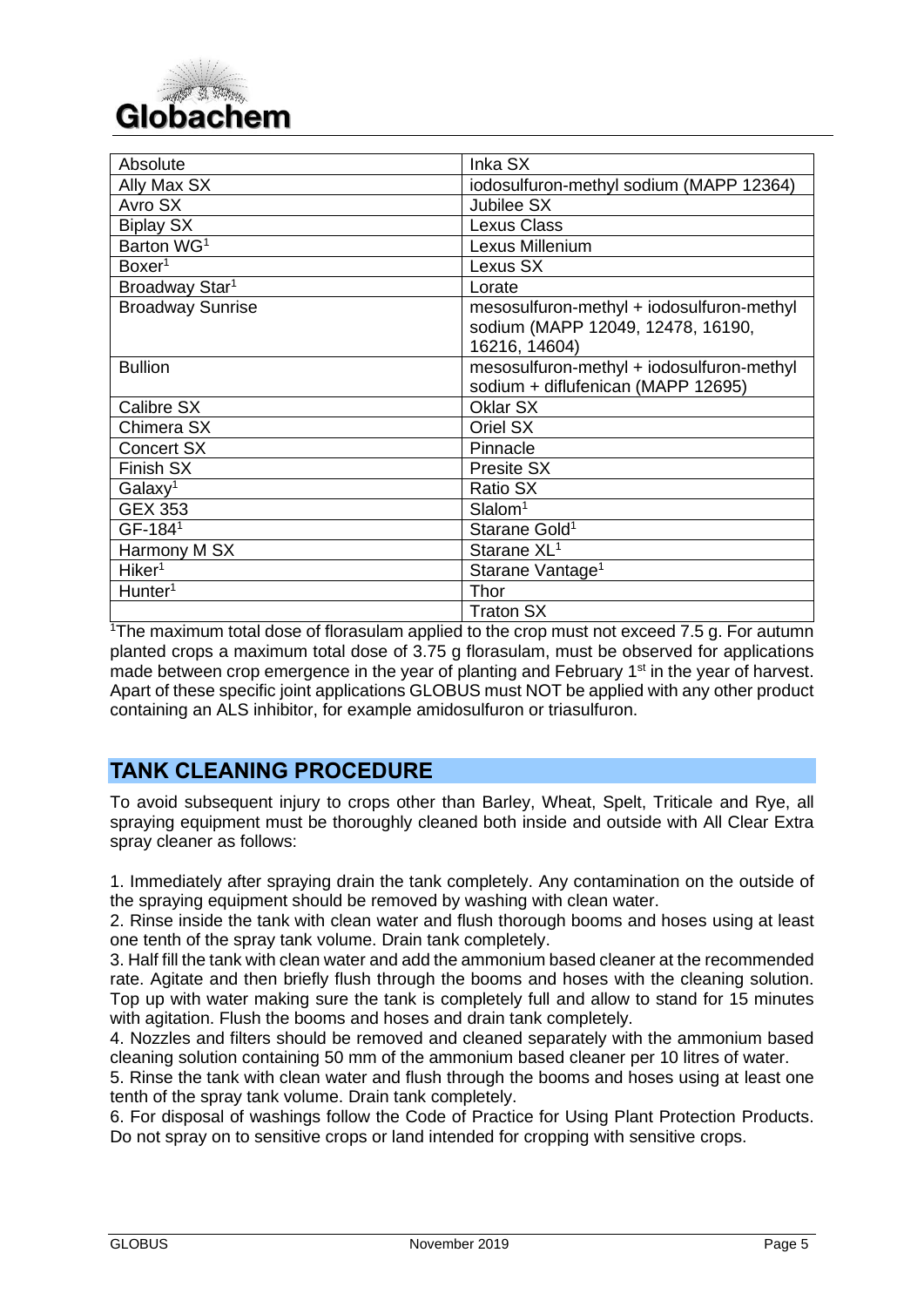| Absolute | Inka SX |
| --- | --- |
| Ally Max SX | iodosulfuron-methyl sodium (MAPP 12364) |
| Avro SX | Jubilee SX |
| Biplay SX | Lexus Class |
| Barton WG[1] | Lexus Millenium |
| Boxer[1] | Lexus SX |
| Broadway Star[1] | Lorate |
| Broadway Sunrise | mesosulfuron-methyl + iodosulfuron-methyl sodium (MAPP 12049, 12478, 16190, 16216, 14604) |
| Bullion | mesosulfuron-methyl + iodosulfuron-methyl sodium + diflufenican (MAPP 12695) |
| Calibre SX | Oklar SX |
| Chimera SX | Oriel SX |
| Concert SX | Pinnacle |
| Finish SX | Presite SX |
| Galaxy[1] | Ratio SX |
| GEX 353 | Slalom[1] |
| GF-184[1] | Starane Gold[1] |
| Harmony M SX | Starane XL[1] |
| Hiker[1] | Starane Vantage[1] |
| Hunter[1] | Thor |
| | Traton SX |

[1]The maximum total dose of florasulam applied to the crop must not exceed 7.5 g. For autumn planted crops a maximum total dose of 3.75 g florasulam, must be observed for applications made between crop emergence in the year of planting and February 1st in the year of harvest. Apart of these specific joint applications GLOBUS must NOT be applied with any other product containing an ALS inhibitor, for example amidosulfuron or triasulfuron.

## TANK CLEANING PROCEDURE

To avoid subsequent injury to crops other than Barley, Wheat, Spelt, Triticale and Rye, all spraying equipment must be thoroughly cleaned both inside and outside with All Clear Extra spray cleaner as follows:

1. Immediately after spraying drain the tank completely. Any contamination on the outside of the spraying equipment should be removed by washing with clean water.
2. Rinse inside the tank with clean water and flush thorough booms and hoses using at least one tenth of the spray tank volume. Drain tank completely.
3. Half fill the tank with clean water and add the ammonium based cleaner at the recommended rate. Agitate and then briefly flush through the booms and hoses with the cleaning solution. Top up with water making sure the tank is completely full and allow to stand for 15 minutes with agitation. Flush the booms and hoses and drain tank completely.
4. Nozzles and filters should be removed and cleaned separately with the ammonium based cleaning solution containing 50 mm of the ammonium based cleaner per 10 litres of water.
5. Rinse the tank with clean water and flush through the booms and hoses using at least one tenth of the spray tank volume. Drain tank completely.
6. For disposal of washings follow the Code of Practice for Using Plant Protection Products. Do not spray on to sensitive crops or land intended for cropping with sensitive crops.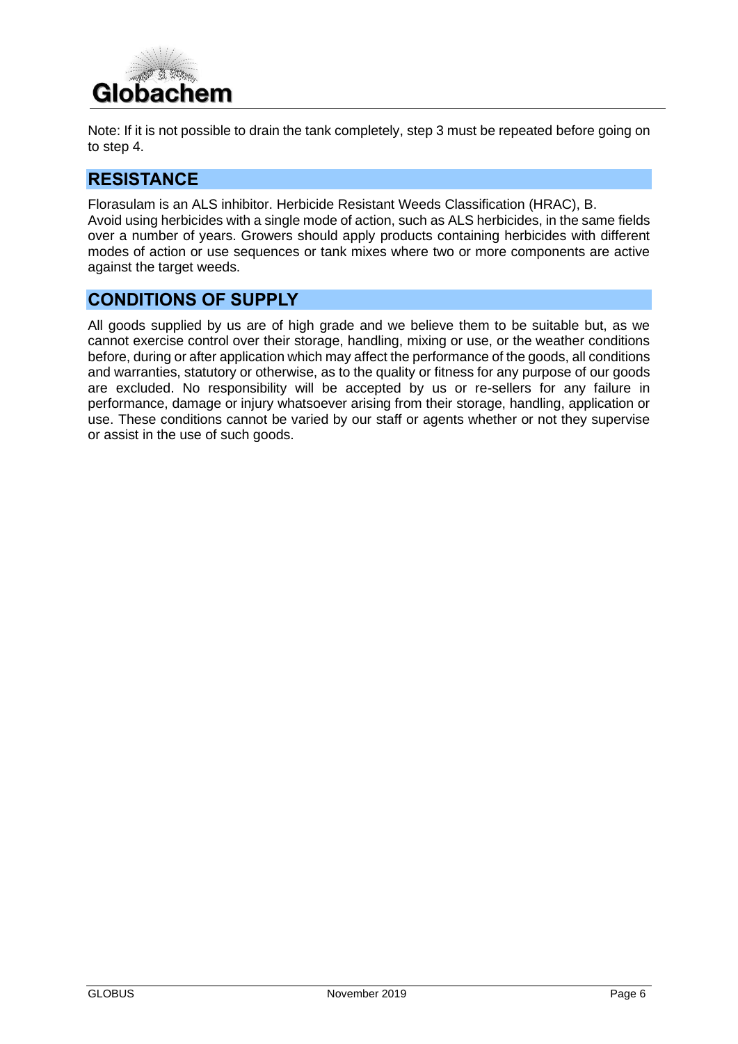Note: If it is not possible to drain the tank completely, step 3 must be repeated before going on to step 4.

## RESISTANCE

Florasulam is an ALS inhibitor. Herbicide Resistant Weeds Classification (HRAC), B.
Avoid using herbicides with a single mode of action, such as ALS herbicides, in the same fields over a number of years. Growers should apply products containing herbicides with different modes of action or use sequences or tank mixes where two or more components are active against the target weeds.

## CONDITIONS OF SUPPLY

All goods supplied by us are of high grade and we believe them to be suitable but, as we cannot exercise control over their storage, handling, mixing or use, or the weather conditions before, during or after application which may affect the performance of the goods, all conditions and warranties, statutory or otherwise, as to the quality or fitness for any purpose of our goods are excluded. No responsibility will be accepted by us or re-sellers for any failure in performance, damage or injury whatsoever arising from their storage, handling, application or use. These conditions cannot be varied by our staff or agents whether or not they supervise or assist in the use of such goods.